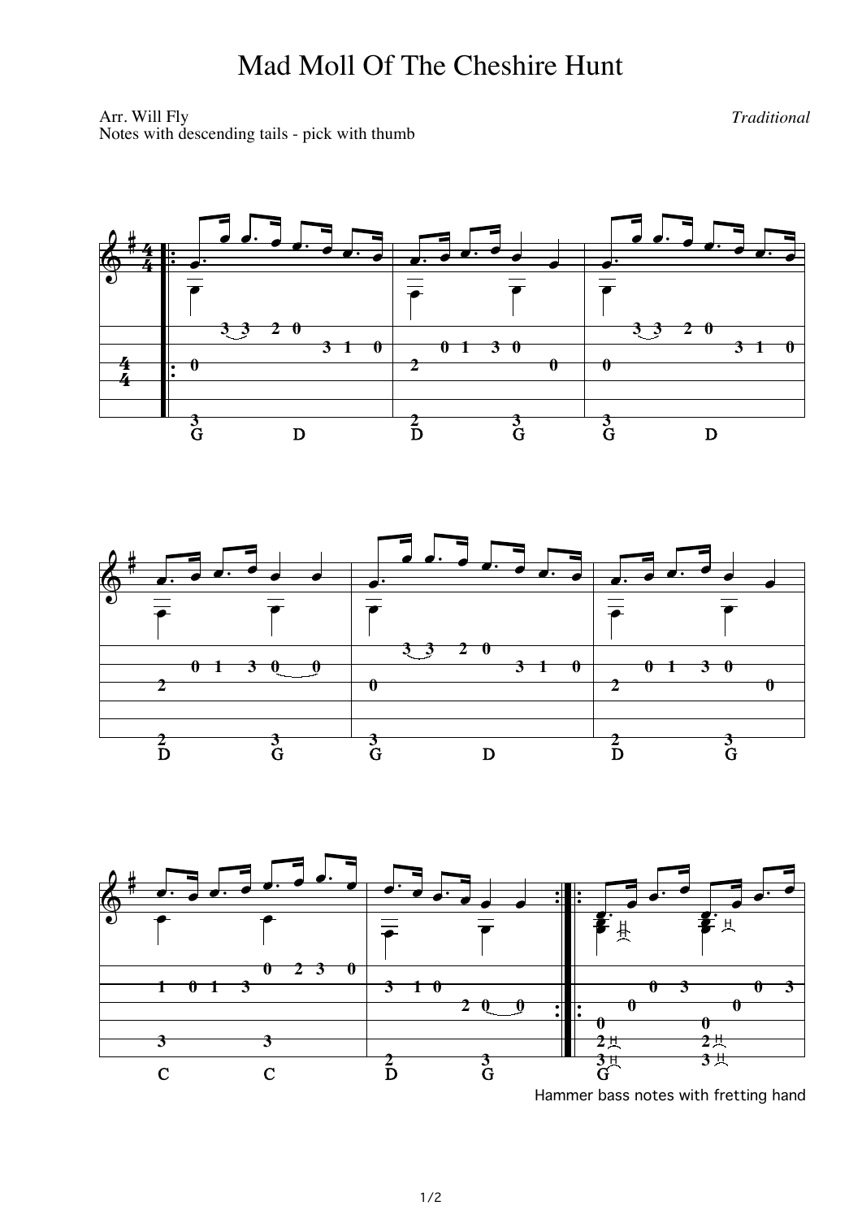# Mad Moll Of The Cheshire Hunt

Arr. Will Fly
Notes with descending tails - pick with thumb

*Traditional*

Hammer bass notes with fretting hand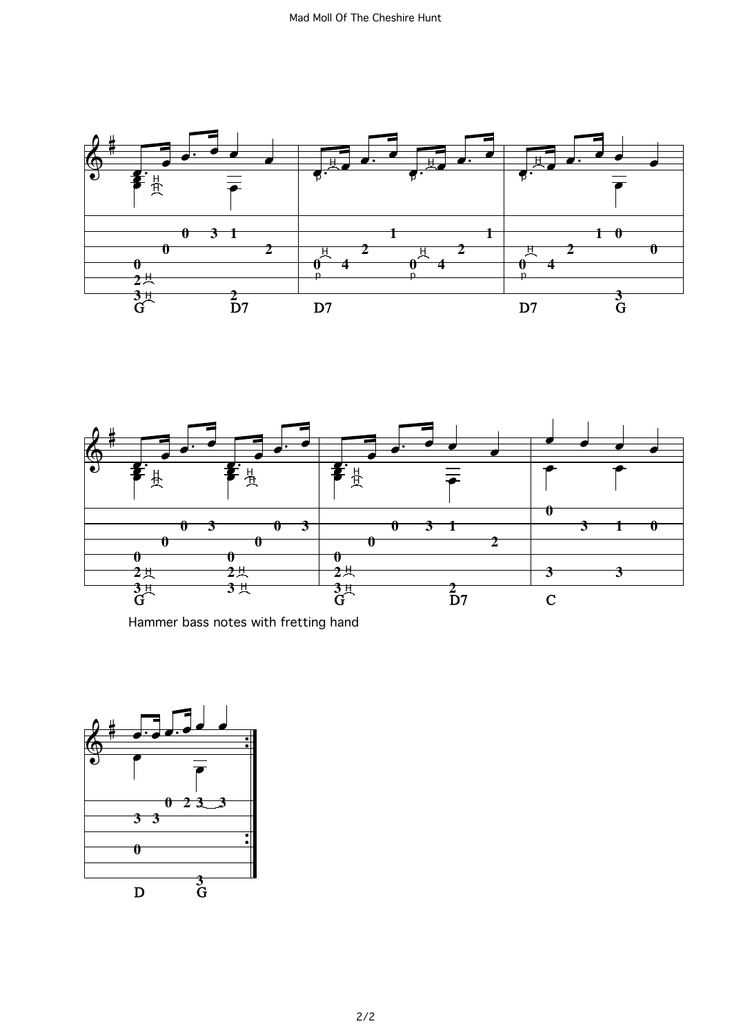G D7 D7 D7 G

G G D7 C

Hammer bass notes with fretting hand

D G